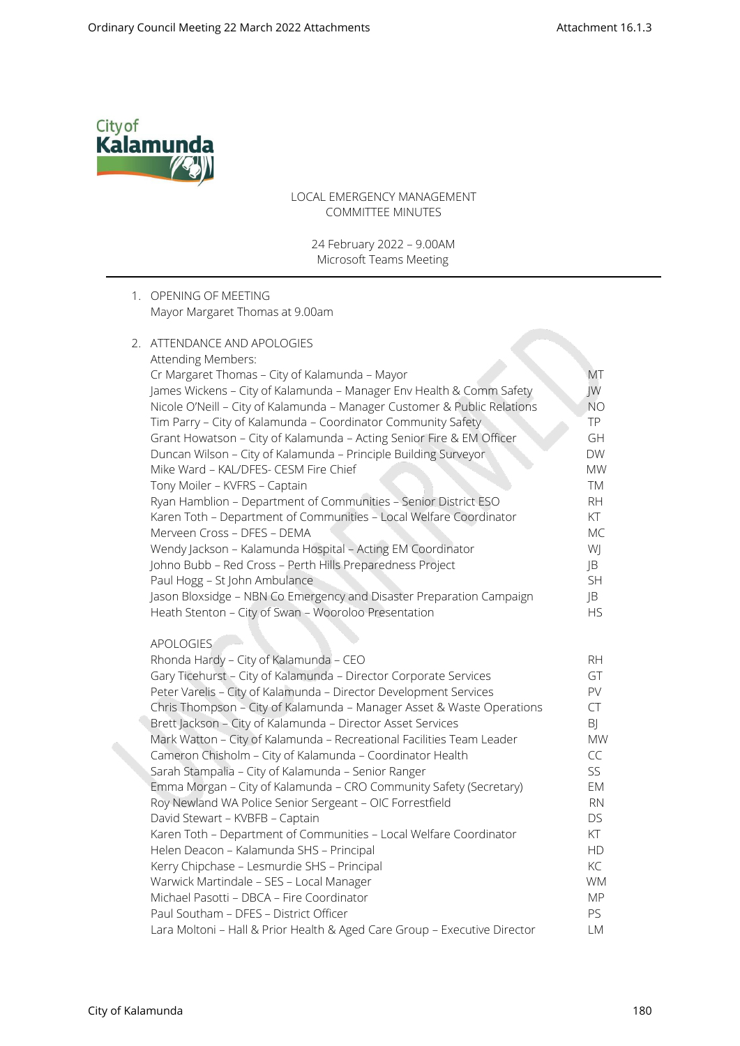# LOCAL EMERGENCY MANAGEMENT COMMITTEE MINUTES

24 February 2022 – 9.00AM
Microsoft Teams Meeting

1. OPENING OF MEETING
   Mayor Margaret Thomas at 9.00am

2. ATTENDANCE AND APOLOGIES

   Attending Members:

| | |
|---|---|
| Cr Margaret Thomas – City of Kalamunda – Mayor | MT |
| James Wickens – City of Kalamunda – Manager Env Health & Comm Safety | JW |
| Nicole O'Neill – City of Kalamunda – Manager Customer & Public Relations | NO |
| Tim Parry – City of Kalamunda – Coordinator Community Safety | TP |
| Grant Howatson – City of Kalamunda – Acting Senior Fire & EM Officer | GH |
| Duncan Wilson – City of Kalamunda – Principle Building Surveyor | DW |
| Mike Ward – KAL/DFES- CESM Fire Chief | MW |
| Tony Moiler – KVFRS – Captain | TM |
| Ryan Hamblion – Department of Communities – Senior District ESO | RH |
| Karen Toth – Department of Communities – Local Welfare Coordinator | KT |
| Merveen Cross – DFES – DEMA | MC |
| Wendy Jackson – Kalamunda Hospital – Acting EM Coordinator | WJ |
| Johno Bubb – Red Cross – Perth Hills Preparedness Project | JB |
| Paul Hogg – St John Ambulance | SH |
| Jason Bloxsidge – NBN Co Emergency and Disaster Preparation Campaign | JB |
| Heath Stenton – City of Swan – Wooroloo Presentation | HS |

   APOLOGIES

| | |
|---|---|
| Rhonda Hardy – City of Kalamunda – CEO | RH |
| Gary Ticehurst – City of Kalamunda – Director Corporate Services | GT |
| Peter Varelis – City of Kalamunda – Director Development Services | PV |
| Chris Thompson – City of Kalamunda – Manager Asset & Waste Operations | CT |
| Brett Jackson – City of Kalamunda – Director Asset Services | BJ |
| Mark Watton – City of Kalamunda – Recreational Facilities Team Leader | MW |
| Cameron Chisholm – City of Kalamunda – Coordinator Health | CC |
| Sarah Stampalia – City of Kalamunda – Senior Ranger | SS |
| Emma Morgan – City of Kalamunda – CRO Community Safety (Secretary) | EM |
| Roy Newland WA Police Senior Sergeant – OIC Forrestfield | RN |
| David Stewart – KVBFB – Captain | DS |
| Karen Toth – Department of Communities – Local Welfare Coordinator | KT |
| Helen Deacon – Kalamunda SHS – Principal | HD |
| Kerry Chipchase – Lesmurdie SHS – Principal | KC |
| Warwick Martindale – SES – Local Manager | WM |
| Michael Pasotti – DBCA – Fire Coordinator | MP |
| Paul Southam – DFES – District Officer | PS |
| Lara Moltoni – Hall & Prior Health & Aged Care Group – Executive Director | LM |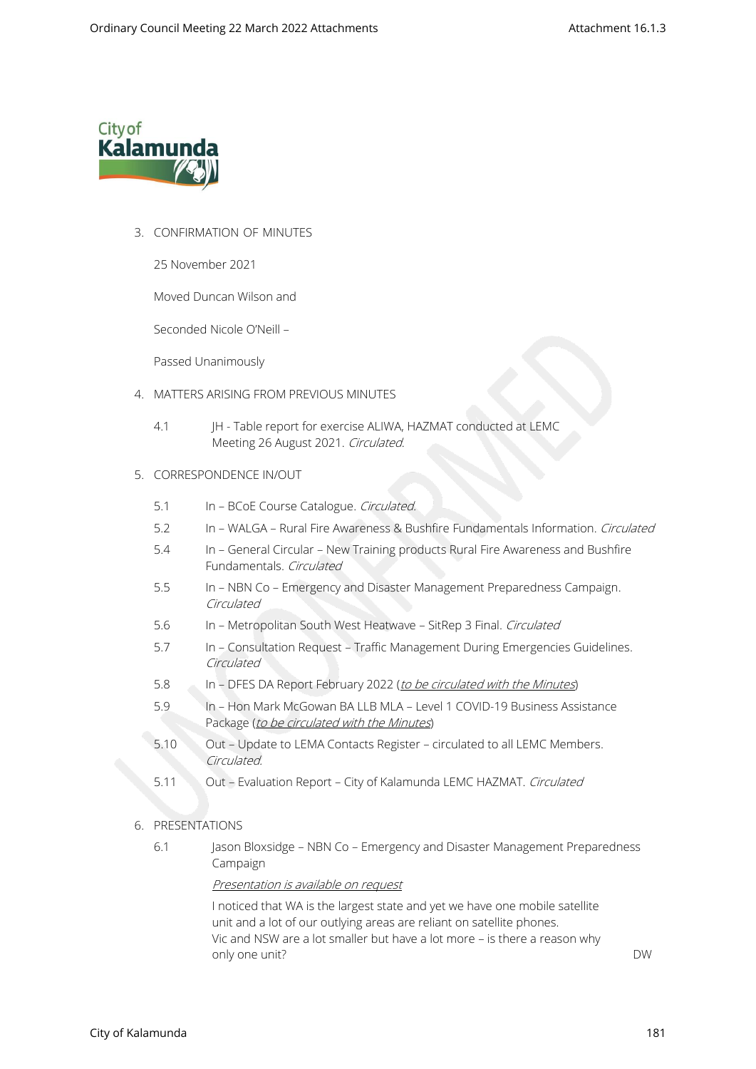3. CONFIRMATION OF MINUTES

   25 November 2021

   Moved Duncan Wilson and

   Seconded Nicole O'Neill –

   Passed Unanimously

4. MATTERS ARISING FROM PREVIOUS MINUTES

   4.1 JH - Table report for exercise ALIWA, HAZMAT conducted at LEMC Meeting 26 August 2021. *Circulated*.

5. CORRESPONDENCE IN/OUT

   5.1 In – BCoE Course Catalogue. *Circulated*.

   5.2 In – WALGA – Rural Fire Awareness & Bushfire Fundamentals Information. *Circulated*

   5.4 In – General Circular – New Training products Rural Fire Awareness and Bushfire Fundamentals. *Circulated*

   5.5 In – NBN Co – Emergency and Disaster Management Preparedness Campaign. *Circulated*

   5.6 In – Metropolitan South West Heatwave – SitRep 3 Final. *Circulated*

   5.7 In – Consultation Request – Traffic Management During Emergencies Guidelines. *Circulated*

   5.8 In – DFES DA Report February 2022 (*to be circulated with the Minutes*)

   5.9 In – Hon Mark McGowan BA LLB MLA – Level 1 COVID-19 Business Assistance Package (*to be circulated with the Minutes*)

   5.10 Out – Update to LEMA Contacts Register – circulated to all LEMC Members. *Circulated*.

   5.11 Out – Evaluation Report – City of Kalamunda LEMC HAZMAT. *Circulated*

6. PRESENTATIONS

   6.1 Jason Bloxsidge – NBN Co – Emergency and Disaster Management Preparedness Campaign

   *Presentation is available on request*

   I noticed that WA is the largest state and yet we have one mobile satellite unit and a lot of our outlying areas are reliant on satellite phones. Vic and NSW are a lot smaller but have a lot more – is there a reason why only one unit? DW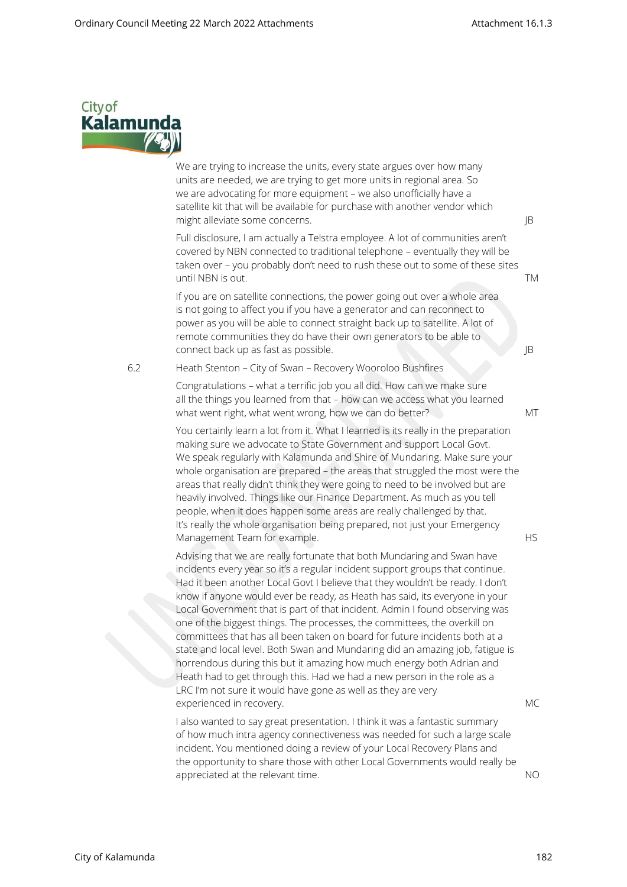We are trying to increase the units, every state argues over how many units are needed, we are trying to get more units in regional area. So we are advocating for more equipment – we also unofficially have a satellite kit that will be available for purchase with another vendor which might alleviate some concerns. JB

Full disclosure, I am actually a Telstra employee. A lot of communities aren't covered by NBN connected to traditional telephone – eventually they will be taken over – you probably don't need to rush these out to some of these sites until NBN is out. TM

If you are on satellite connections, the power going out over a whole area is not going to affect you if you have a generator and can reconnect to power as you will be able to connect straight back up to satellite. A lot of remote communities they do have their own generators to be able to connect back up as fast as possible. JB

6.2 Heath Stenton – City of Swan – Recovery Wooroloo Bushfires

Congratulations – what a terrific job you all did. How can we make sure all the things you learned from that – how can we access what you learned what went right, what went wrong, how we can do better? MT

You certainly learn a lot from it. What I learned is its really in the preparation making sure we advocate to State Government and support Local Govt. We speak regularly with Kalamunda and Shire of Mundaring. Make sure your whole organisation are prepared – the areas that struggled the most were the areas that really didn't think they were going to need to be involved but are heavily involved. Things like our Finance Department. As much as you tell people, when it does happen some areas are really challenged by that. It's really the whole organisation being prepared, not just your Emergency Management Team for example. HS

Advising that we are really fortunate that both Mundaring and Swan have incidents every year so it's a regular incident support groups that continue. Had it been another Local Govt I believe that they wouldn't be ready. I don't know if anyone would ever be ready, as Heath has said, its everyone in your Local Government that is part of that incident. Admin I found observing was one of the biggest things. The processes, the committees, the overkill on committees that has all been taken on board for future incidents both at a state and local level. Both Swan and Mundaring did an amazing job, fatigue is horrendous during this but it amazing how much energy both Adrian and Heath had to get through this. Had we had a new person in the role as a LRC I'm not sure it would have gone as well as they are very experienced in recovery. MC

I also wanted to say great presentation. I think it was a fantastic summary of how much intra agency connectiveness was needed for such a large scale incident. You mentioned doing a review of your Local Recovery Plans and the opportunity to share those with other Local Governments would really be appreciated at the relevant time. NO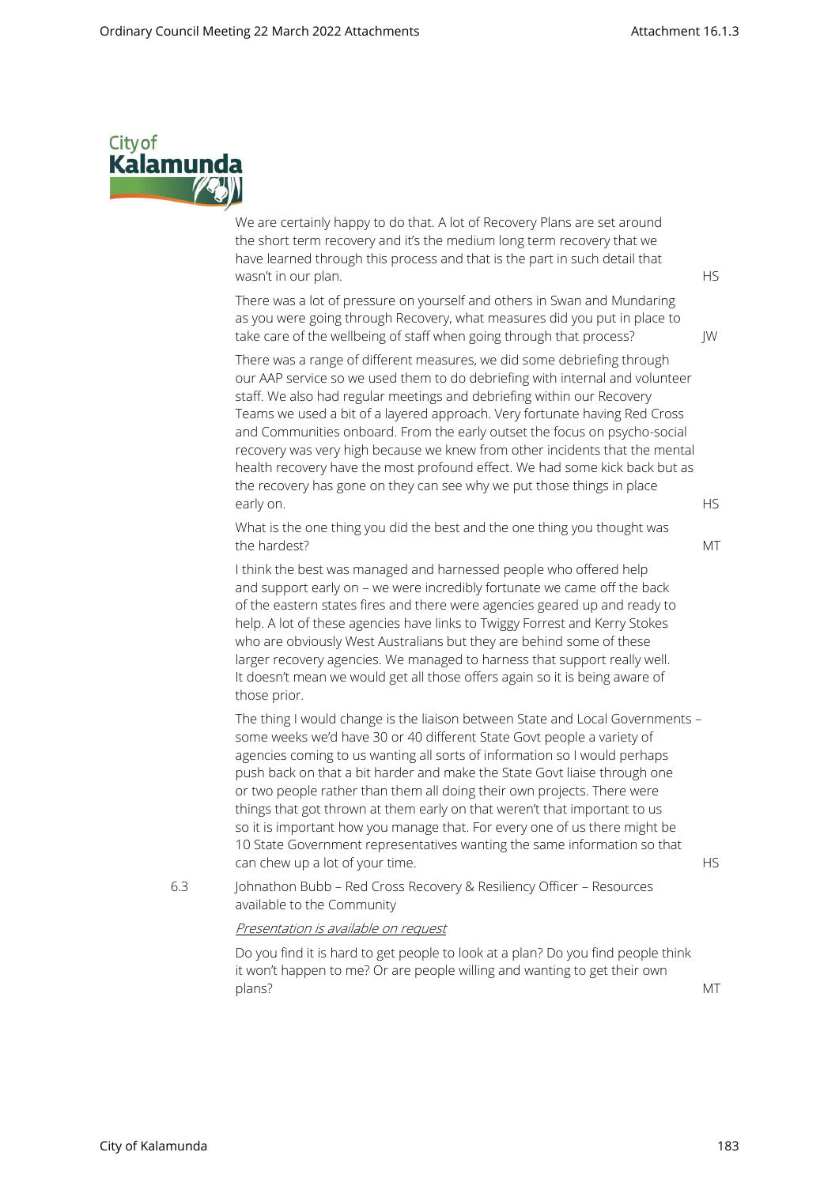We are certainly happy to do that. A lot of Recovery Plans are set around the short term recovery and it's the medium long term recovery that we have learned through this process and that is the part in such detail that wasn't in our plan. HS

There was a lot of pressure on yourself and others in Swan and Mundaring as you were going through Recovery, what measures did you put in place to take care of the wellbeing of staff when going through that process? JW

There was a range of different measures, we did some debriefing through our AAP service so we used them to do debriefing with internal and volunteer staff. We also had regular meetings and debriefing within our Recovery Teams we used a bit of a layered approach. Very fortunate having Red Cross and Communities onboard. From the early outset the focus on psycho-social recovery was very high because we knew from other incidents that the mental health recovery have the most profound effect. We had some kick back but as the recovery has gone on they can see why we put those things in place early on. HS

What is the one thing you did the best and the one thing you thought was the hardest? MT

I think the best was managed and harnessed people who offered help and support early on – we were incredibly fortunate we came off the back of the eastern states fires and there were agencies geared up and ready to help. A lot of these agencies have links to Twiggy Forrest and Kerry Stokes who are obviously West Australians but they are behind some of these larger recovery agencies. We managed to harness that support really well. It doesn't mean we would get all those offers again so it is being aware of those prior.

The thing I would change is the liaison between State and Local Governments – some weeks we'd have 30 or 40 different State Govt people a variety of agencies coming to us wanting all sorts of information so I would perhaps push back on that a bit harder and make the State Govt liaise through one or two people rather than them all doing their own projects. There were things that got thrown at them early on that weren't that important to us so it is important how you manage that. For every one of us there might be 10 State Government representatives wanting the same information so that can chew up a lot of your time. HS

6.3 Johnathon Bubb – Red Cross Recovery & Resiliency Officer – Resources available to the Community

*Presentation is available on request*

Do you find it is hard to get people to look at a plan? Do you find people think it won't happen to me? Or are people willing and wanting to get their own plans? MT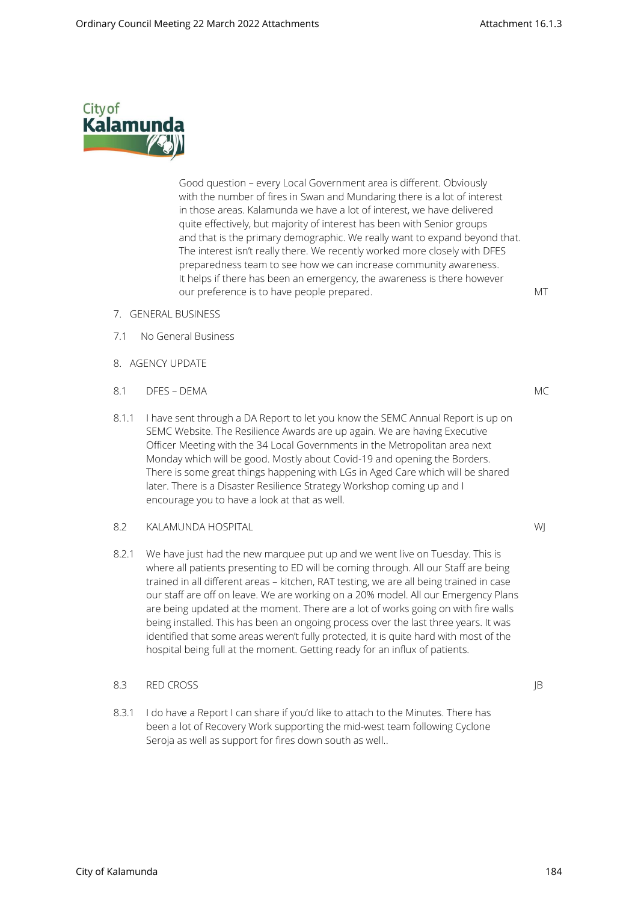Good question – every Local Government area is different. Obviously with the number of fires in Swan and Mundaring there is a lot of interest in those areas. Kalamunda we have a lot of interest, we have delivered quite effectively, but majority of interest has been with Senior groups and that is the primary demographic. We really want to expand beyond that. The interest isn't really there. We recently worked more closely with DFES preparedness team to see how we can increase community awareness. It helps if there has been an emergency, the awareness is there however our preference is to have people prepared. MT

7. GENERAL BUSINESS

7.1 No General Business

8. AGENCY UPDATE

8.1 DFES – DEMA MC

8.1.1 I have sent through a DA Report to let you know the SEMC Annual Report is up on SEMC Website. The Resilience Awards are up again. We are having Executive Officer Meeting with the 34 Local Governments in the Metropolitan area next Monday which will be good. Mostly about Covid-19 and opening the Borders. There is some great things happening with LGs in Aged Care which will be shared later. There is a Disaster Resilience Strategy Workshop coming up and I encourage you to have a look at that as well.

8.2 KALAMUNDA HOSPITAL WJ

8.2.1 We have just had the new marquee put up and we went live on Tuesday. This is where all patients presenting to ED will be coming through. All our Staff are being trained in all different areas – kitchen, RAT testing, we are all being trained in case our staff are off on leave. We are working on a 20% model. All our Emergency Plans are being updated at the moment. There are a lot of works going on with fire walls being installed. This has been an ongoing process over the last three years. It was identified that some areas weren't fully protected, it is quite hard with most of the hospital being full at the moment. Getting ready for an influx of patients.

8.3 RED CROSS JB

8.3.1 I do have a Report I can share if you'd like to attach to the Minutes. There has been a lot of Recovery Work supporting the mid-west team following Cyclone Seroja as well as support for fires down south as well..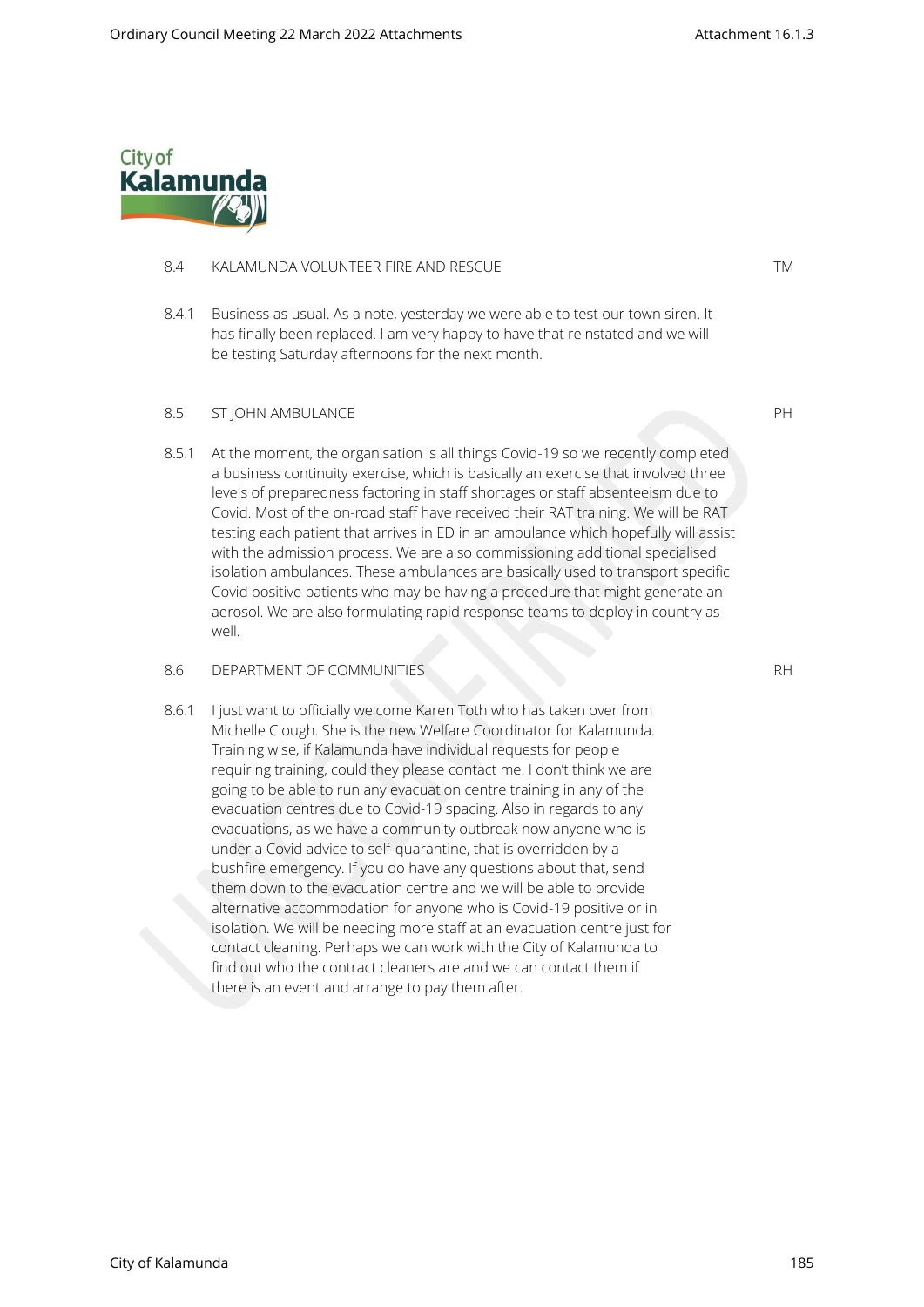8.4 KALAMUNDA VOLUNTEER FIRE AND RESCUE — TM

8.4.1 Business as usual. As a note, yesterday we were able to test our town siren. It has finally been replaced. I am very happy to have that reinstated and we will be testing Saturday afternoons for the next month.

8.5 ST JOHN AMBULANCE — PH

8.5.1 At the moment, the organisation is all things Covid-19 so we recently completed a business continuity exercise, which is basically an exercise that involved three levels of preparedness factoring in staff shortages or staff absenteeism due to Covid. Most of the on-road staff have received their RAT training. We will be RAT testing each patient that arrives in ED in an ambulance which hopefully will assist with the admission process. We are also commissioning additional specialised isolation ambulances. These ambulances are basically used to transport specific Covid positive patients who may be having a procedure that might generate an aerosol. We are also formulating rapid response teams to deploy in country as well.

8.6 DEPARTMENT OF COMMUNITIES — RH

8.6.1 I just want to officially welcome Karen Toth who has taken over from Michelle Clough. She is the new Welfare Coordinator for Kalamunda. Training wise, if Kalamunda have individual requests for people requiring training, could they please contact me. I don't think we are going to be able to run any evacuation centre training in any of the evacuation centres due to Covid-19 spacing. Also in regards to any evacuations, as we have a community outbreak now anyone who is under a Covid advice to self-quarantine, that is overridden by a bushfire emergency. If you do have any questions about that, send them down to the evacuation centre and we will be able to provide alternative accommodation for anyone who is Covid-19 positive or in isolation. We will be needing more staff at an evacuation centre just for contact cleaning. Perhaps we can work with the City of Kalamunda to find out who the contract cleaners are and we can contact them if there is an event and arrange to pay them after.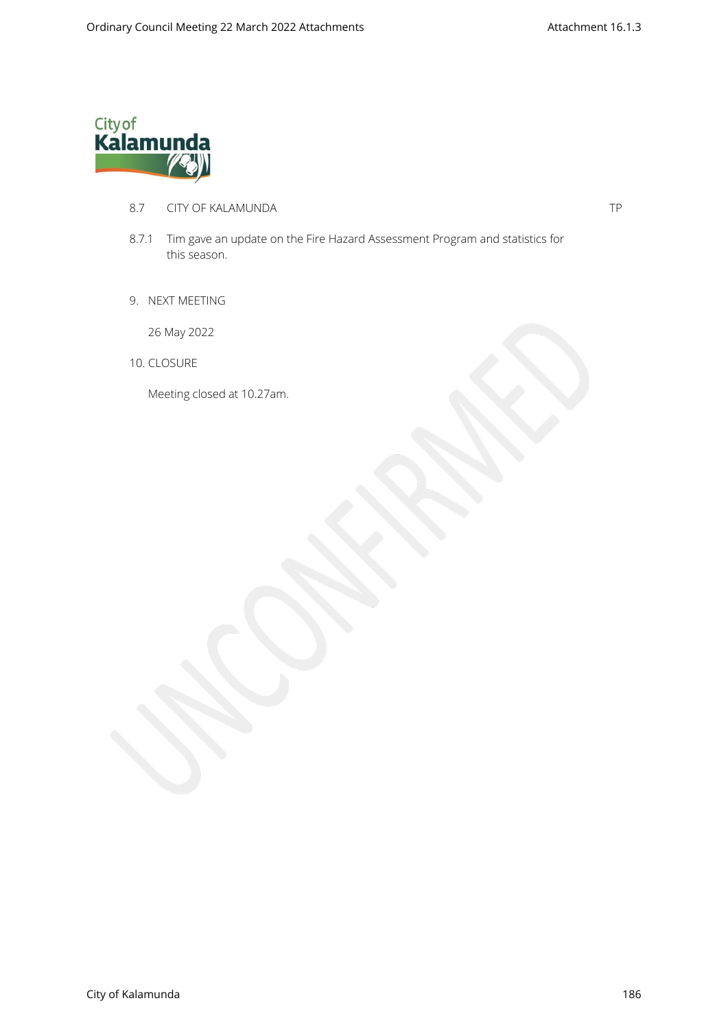8.7 CITY OF KALAMUNDA TP

8.7.1 Tim gave an update on the Fire Hazard Assessment Program and statistics for this season.

9. NEXT MEETING

26 May 2022

10. CLOSURE

Meeting closed at 10.27am.

UNCONFIRMED